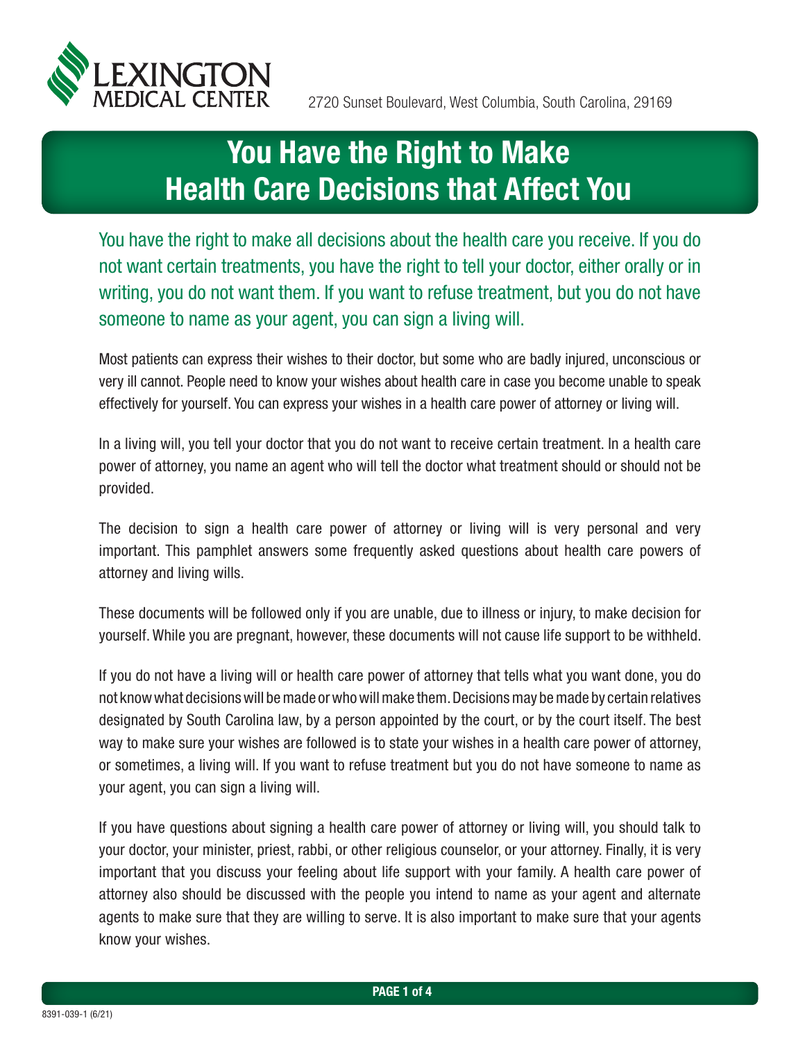LEXINGTON MEDICAL CENTER

2720 Sunset Boulevard, West Columbia, South Carolina, 29169

# You Have the Right to Make Health Care Decisions that Affect You

You have the right to make all decisions about the health care you receive. If you do not want certain treatments, you have the right to tell your doctor, either orally or in writing, you do not want them. If you want to refuse treatment, but you do not have someone to name as your agent, you can sign a living will.

Most patients can express their wishes to their doctor, but some who are badly injured, unconscious or very ill cannot. People need to know your wishes about health care in case you become unable to speak effectively for yourself. You can express your wishes in a health care power of attorney or living will.

In a living will, you tell your doctor that you do not want to receive certain treatment. In a health care power of attorney, you name an agent who will tell the doctor what treatment should or should not be provided.

The decision to sign a health care power of attorney or living will is very personal and very important. This pamphlet answers some frequently asked questions about health care powers of attorney and living wills.

These documents will be followed only if you are unable, due to illness or injury, to make decision for yourself. While you are pregnant, however, these documents will not cause life support to be withheld.

If you do not have a living will or health care power of attorney that tells what you want done, you do not know what decisions will be made or who will make them. Decisions may be made by certain relatives designated by South Carolina law, by a person appointed by the court, or by the court itself. The best way to make sure your wishes are followed is to state your wishes in a health care power of attorney, or sometimes, a living will. If you want to refuse treatment but you do not have someone to name as your agent, you can sign a living will.

If you have questions about signing a health care power of attorney or living will, you should talk to your doctor, your minister, priest, rabbi, or other religious counselor, or your attorney. Finally, it is very important that you discuss your feeling about life support with your family. A health care power of attorney also should be discussed with the people you intend to name as your agent and alternate agents to make sure that they are willing to serve. It is also important to make sure that your agents know your wishes.

8391-039-1 (6/21)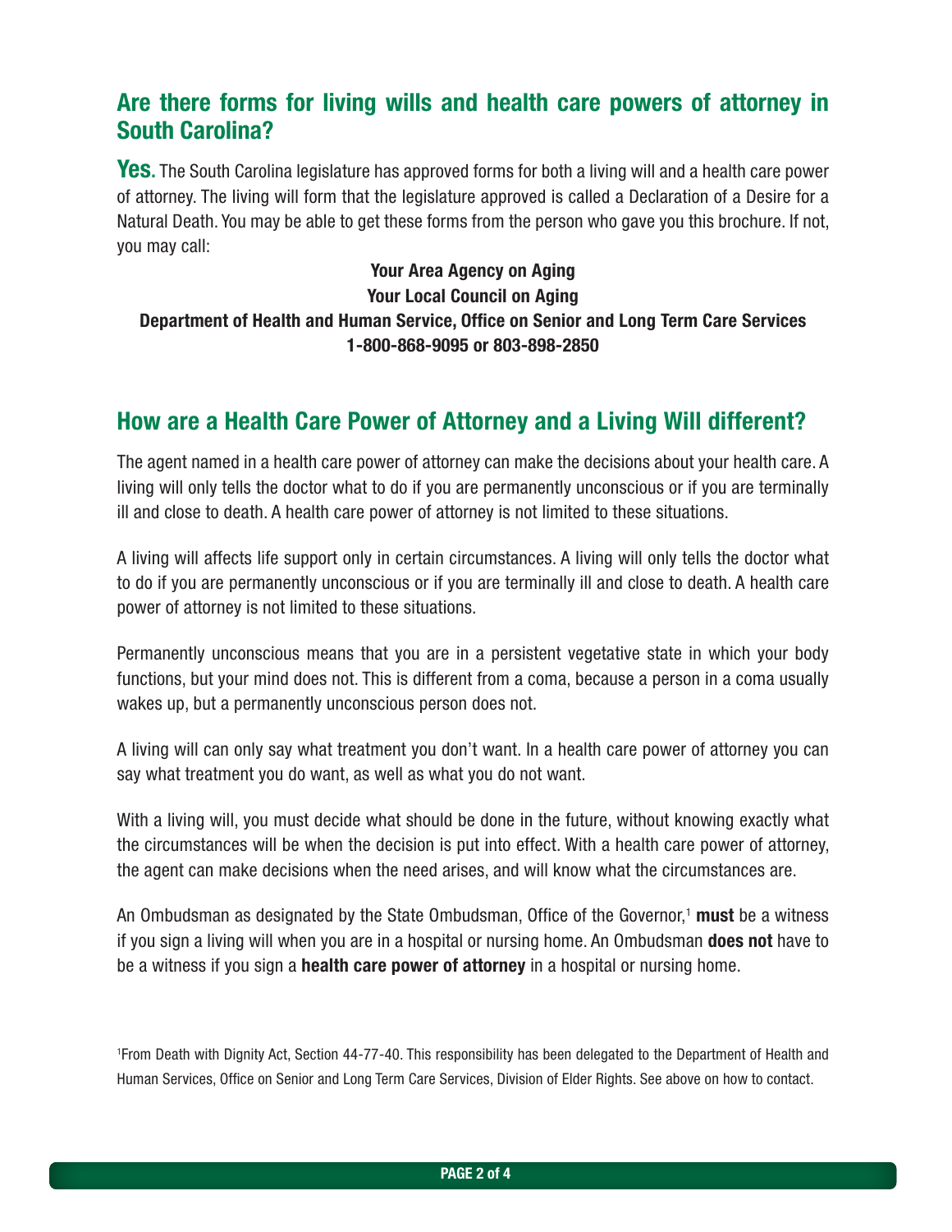## Are there forms for living wills and health care powers of attorney in South Carolina?

**Yes.** The South Carolina legislature has approved forms for both a living will and a health care power of attorney. The living will form that the legislature approved is called a Declaration of a Desire for a Natural Death. You may be able to get these forms from the person who gave you this brochure. If not, you may call:

**Your Area Agency on Aging**
**Your Local Council on Aging**
**Department of Health and Human Service, Office on Senior and Long Term Care Services**
**1-800-868-9095 or 803-898-2850**

## How are a Health Care Power of Attorney and a Living Will different?

The agent named in a health care power of attorney can make the decisions about your health care. A living will only tells the doctor what to do if you are permanently unconscious or if you are terminally ill and close to death. A health care power of attorney is not limited to these situations.

A living will affects life support only in certain circumstances. A living will only tells the doctor what to do if you are permanently unconscious or if you are terminally ill and close to death. A health care power of attorney is not limited to these situations.

Permanently unconscious means that you are in a persistent vegetative state in which your body functions, but your mind does not. This is different from a coma, because a person in a coma usually wakes up, but a permanently unconscious person does not.

A living will can only say what treatment you don't want. In a health care power of attorney you can say what treatment you do want, as well as what you do not want.

With a living will, you must decide what should be done in the future, without knowing exactly what the circumstances will be when the decision is put into effect. With a health care power of attorney, the agent can make decisions when the need arises, and will know what the circumstances are.

An Ombudsman as designated by the State Ombudsman, Office of the Governor,[1] **must** be a witness if you sign a living will when you are in a hospital or nursing home. An Ombudsman **does not** have to be a witness if you sign a **health care power of attorney** in a hospital or nursing home.

[1] From Death with Dignity Act, Section 44-77-40. This responsibility has been delegated to the Department of Health and Human Services, Office on Senior and Long Term Care Services, Division of Elder Rights. See above on how to contact.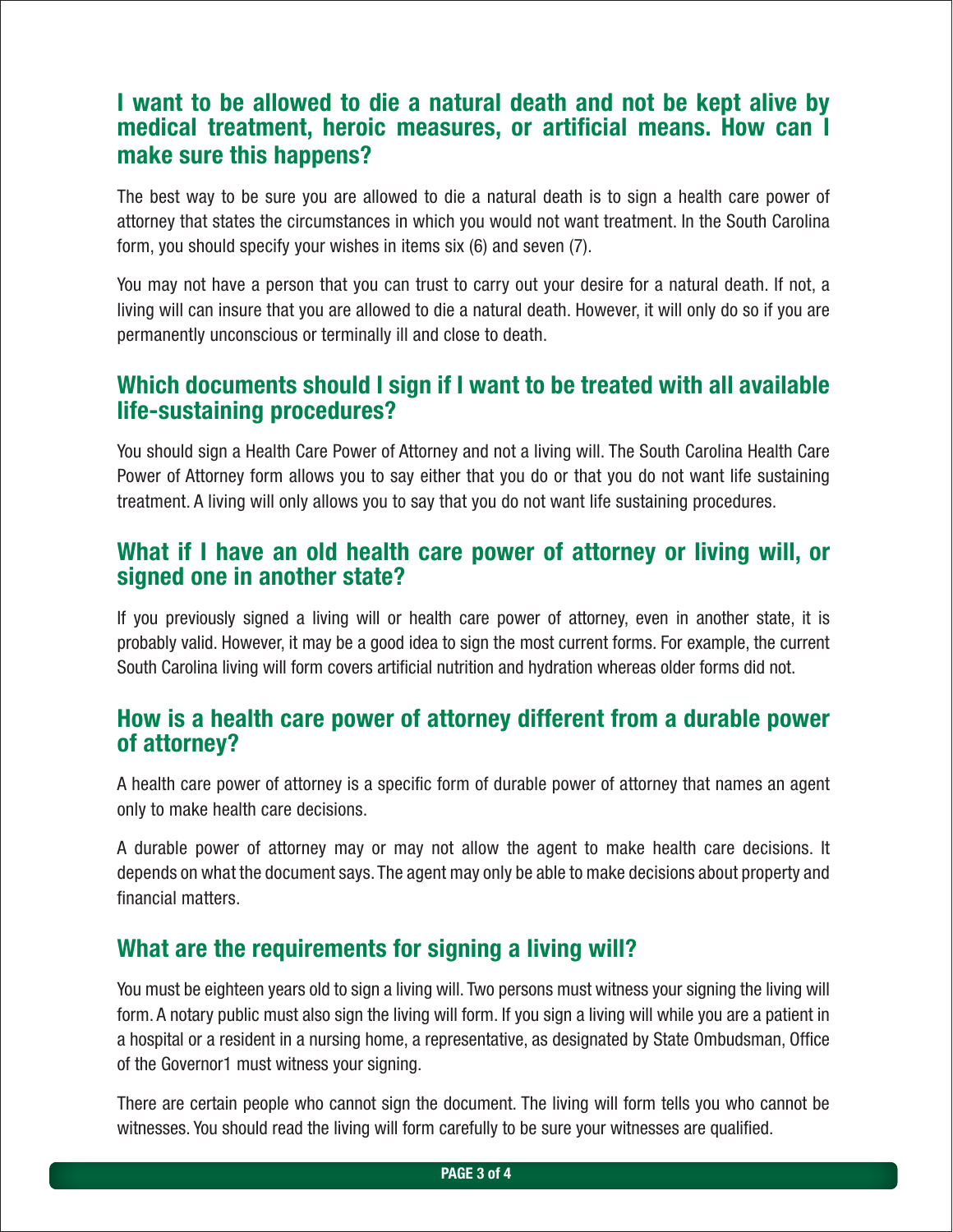## I want to be allowed to die a natural death and not be kept alive by medical treatment, heroic measures, or artificial means. How can I make sure this happens?

The best way to be sure you are allowed to die a natural death is to sign a health care power of attorney that states the circumstances in which you would not want treatment. In the South Carolina form, you should specify your wishes in items six (6) and seven (7).

You may not have a person that you can trust to carry out your desire for a natural death. If not, a living will can insure that you are allowed to die a natural death. However, it will only do so if you are permanently unconscious or terminally ill and close to death.

## Which documents should I sign if I want to be treated with all available life-sustaining procedures?

You should sign a Health Care Power of Attorney and not a living will. The South Carolina Health Care Power of Attorney form allows you to say either that you do or that you do not want life sustaining treatment. A living will only allows you to say that you do not want life sustaining procedures.

## What if I have an old health care power of attorney or living will, or signed one in another state?

If you previously signed a living will or health care power of attorney, even in another state, it is probably valid. However, it may be a good idea to sign the most current forms. For example, the current South Carolina living will form covers artificial nutrition and hydration whereas older forms did not.

## How is a health care power of attorney different from a durable power of attorney?

A health care power of attorney is a specific form of durable power of attorney that names an agent only to make health care decisions.

A durable power of attorney may or may not allow the agent to make health care decisions. It depends on what the document says. The agent may only be able to make decisions about property and financial matters.

## What are the requirements for signing a living will?

You must be eighteen years old to sign a living will. Two persons must witness your signing the living will form. A notary public must also sign the living will form. If you sign a living will while you are a patient in a hospital or a resident in a nursing home, a representative, as designated by State Ombudsman, Office of the Governor[1] must witness your signing.

There are certain people who cannot sign the document. The living will form tells you who cannot be witnesses. You should read the living will form carefully to be sure your witnesses are qualified.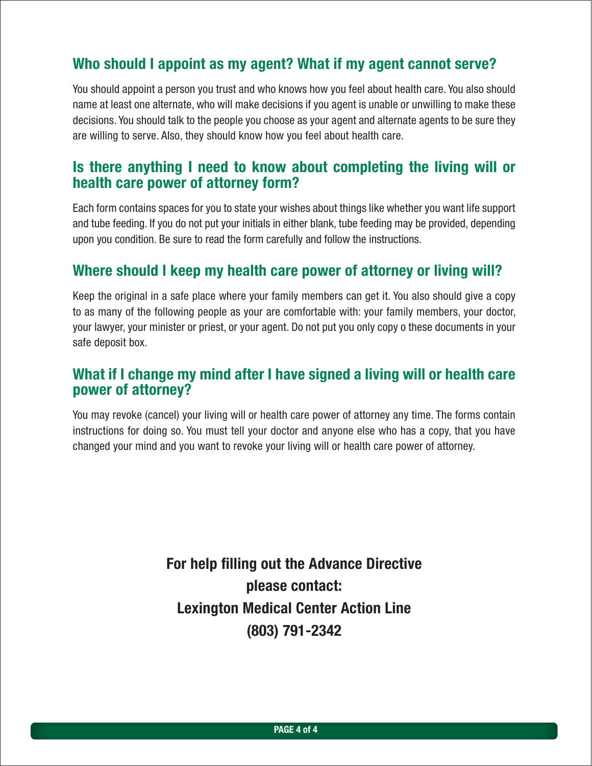## Who should I appoint as my agent? What if my agent cannot serve?

You should appoint a person you trust and who knows how you feel about health care. You also should name at least one alternate, who will make decisions if you agent is unable or unwilling to make these decisions. You should talk to the people you choose as your agent and alternate agents to be sure they are willing to serve. Also, they should know how you feel about health care.

## Is there anything I need to know about completing the living will or health care power of attorney form?

Each form contains spaces for you to state your wishes about things like whether you want life support and tube feeding. If you do not put your initials in either blank, tube feeding may be provided, depending upon you condition. Be sure to read the form carefully and follow the instructions.

## Where should I keep my health care power of attorney or living will?

Keep the original in a safe place where your family members can get it. You also should give a copy to as many of the following people as your are comfortable with: your family members, your doctor, your lawyer, your minister or priest, or your agent. Do not put you only copy o these documents in your safe deposit box.

## What if I change my mind after I have signed a living will or health care power of attorney?

You may revoke (cancel) your living will or health care power of attorney any time. The forms contain instructions for doing so. You must tell your doctor and anyone else who has a copy, that you have changed your mind and you want to revoke your living will or health care power of attorney.

**For help filling out the Advance Directive**
**please contact:**
**Lexington Medical Center Action Line**
**(803) 791-2342**